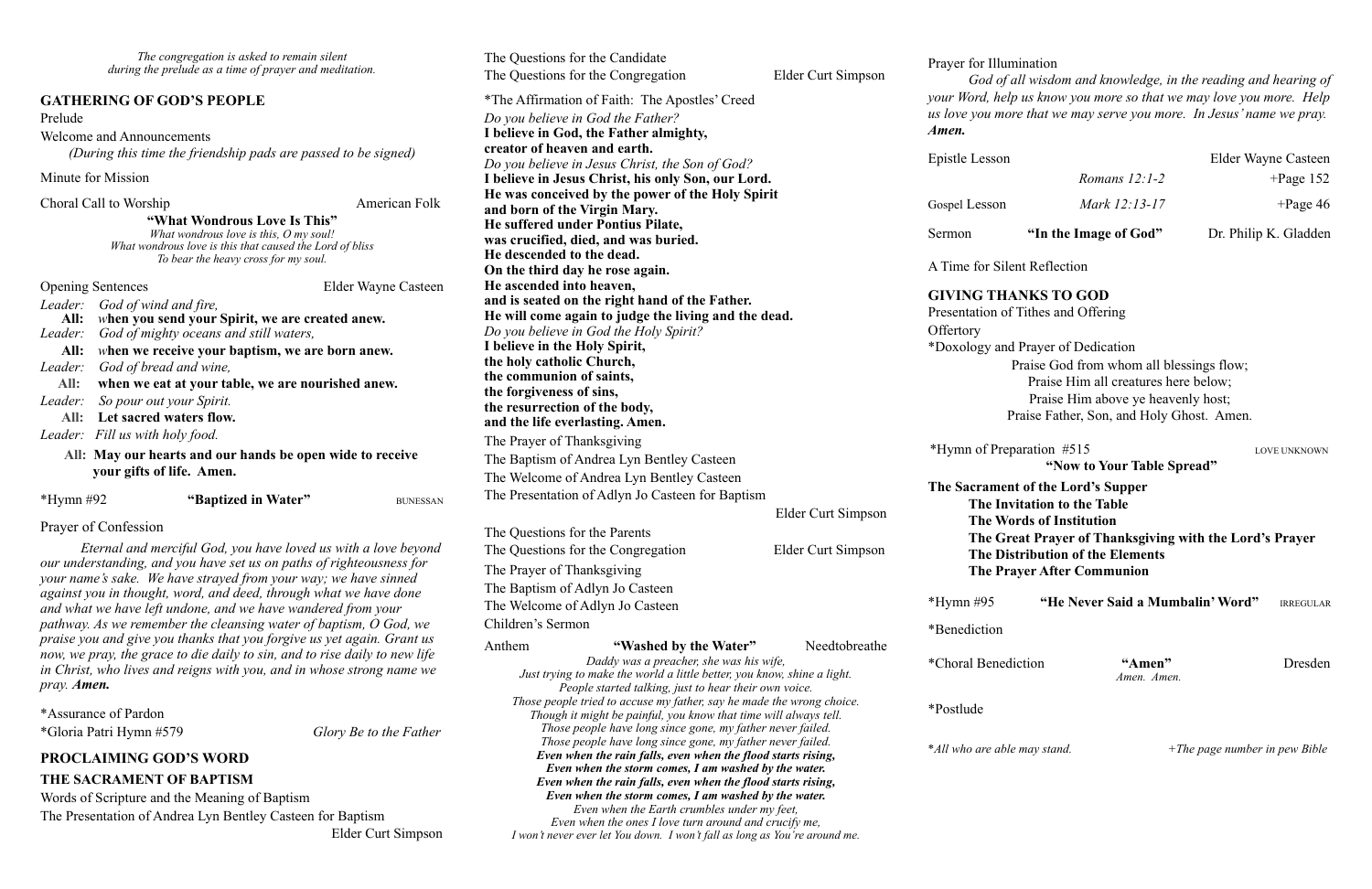*The congregation is asked to remain silent during the prelude as a time of prayer and meditation.*

## GATHERING OF GOD'S PEOPLE

Prelude

Welcome and Announcements

*(During this time the friendship pads are passed to be signed)*

Minute for Mission

Choral Call to Worship — American Folk

**"What Wondrous Love Is This"**

*What wondrous love is this, O my soul!*
*What wondrous love is this that caused the Lord of bliss*
*To bear the heavy cross for my soul.*

Opening Sentences — Elder Wayne Casteen

*Leader:* *God of wind and fire,*
**All: when you send your Spirit, we are created anew.**
*Leader:* *God of mighty oceans and still waters,*
**All: when we receive your baptism, we are born anew.**
*Leader:* *God of bread and wine,*
**All: when we eat at your table, we are nourished anew.**
*Leader:* *So pour out your Spirit.*
**All: Let sacred waters flow.**
*Leader:* *Fill us with holy food.*
**All: May our hearts and our hands be open wide to receive your gifts of life. Amen.**

*Hymn #92 — **"Baptized in Water"** — BUNESSAN

Prayer of Confession

*Eternal and merciful God, you have loved us with a love beyond our understanding, and you have set us on paths of righteousness for your name's sake. We have strayed from your way; we have sinned against you in thought, word, and deed, through what we have done and what we have left undone, and we have wandered from your pathway. As we remember the cleansing water of baptism, O God, we praise you and give you thanks that you forgive us yet again. Grant us now, we pray, the grace to die daily to sin, and to rise daily to new life in Christ, who lives and reigns with you, and in whose strong name we pray.* ***Amen.***

*Assurance of Pardon

*Gloria Patri Hymn #579 — *Glory Be to the Father*

## PROCLAIMING GOD'S WORD

### THE SACRAMENT OF BAPTISM

Words of Scripture and the Meaning of Baptism

The Presentation of Andrea Lyn Bentley Casteen for Baptism — Elder Curt Simpson

The Questions for the Candidate

The Questions for the Congregation — Elder Curt Simpson

*The Affirmation of Faith: The Apostles' Creed

*Do you believe in God the Father?*
**I believe in God, the Father almighty, creator of heaven and earth.**
*Do you believe in Jesus Christ, the Son of God?*
**I believe in Jesus Christ, his only Son, our Lord.**
**He was conceived by the power of the Holy Spirit and born of the Virgin Mary.**
**He suffered under Pontius Pilate, was crucified, died, and was buried.**
**He descended to the dead.**
**On the third day he rose again.**
**He ascended into heaven, and is seated on the right hand of the Father.**
**He will come again to judge the living and the dead.**
*Do you believe in God the Holy Spirit?*
**I believe in the Holy Spirit, the holy catholic Church, the communion of saints, the forgiveness of sins, the resurrection of the body, and the life everlasting. Amen.**

The Prayer of Thanksgiving

The Baptism of Andrea Lyn Bentley Casteen

The Welcome of Andrea Lyn Bentley Casteen

The Presentation of Adlyn Jo Casteen for Baptism — Elder Curt Simpson

The Questions for the Parents

The Questions for the Congregation — Elder Curt Simpson

The Prayer of Thanksgiving

The Baptism of Adlyn Jo Casteen

The Welcome of Adlyn Jo Casteen

Children's Sermon

Anthem — **"Washed by the Water"** — Needtobreathe

*Daddy was a preacher, she was his wife,*
*Just trying to make the world a little better, you know, shine a light.*
*People started talking, just to hear their own voice.*
*Those people tried to accuse my father, say he made the wrong choice.*
*Though it might be painful, you know that time will always tell.*
*Those people have long since gone, my father never failed.*
*Those people have long since gone, my father never failed.*
***Even when the rain falls, even when the flood starts rising,***
***Even when the storm comes, I am washed by the water.***
***Even when the rain falls, even when the flood starts rising,***
***Even when the storm comes, I am washed by the water.***
*Even when the Earth crumbles under my feet,*
*Even when the ones I love turn around and crucify me,*
*I won't never ever let You down. I won't fall as long as You're around me.*

Prayer for Illumination

*God of all wisdom and knowledge, in the reading and hearing of your Word, help us know you more so that we may love you more. Help us love you more that we may serve you more. In Jesus' name we pray.* ***Amen.***

Epistle Lesson — Elder Wayne Casteen
*Romans 12:1-2* — +Page 152

Gospel Lesson — *Mark 12:13-17* — +Page 46

Sermon — **"In the Image of God"** — Dr. Philip K. Gladden

A Time for Silent Reflection

## GIVING THANKS TO GOD

Presentation of Tithes and Offering

Offertory

*Doxology and Prayer of Dedication

Praise God from whom all blessings flow;
Praise Him all creatures here below;
Praise Him above ye heavenly host;
Praise Father, Son, and Holy Ghost. Amen.

*Hymn of Preparation #515 — **"Now to Your Table Spread"** — LOVE UNKNOWN

**The Sacrament of the Lord's Supper**

**The Invitation to the Table**
**The Words of Institution**
**The Great Prayer of Thanksgiving with the Lord's Prayer**
**The Distribution of the Elements**
**The Prayer After Communion**

*Hymn #95 — **"He Never Said a Mumbalin' Word"** — IRREGULAR

*Benediction

*Choral Benediction — **"Amen"** — Dresden
*Amen. Amen.*

*Postlude

**All who are able may stand.* — *+The page number in pew Bible*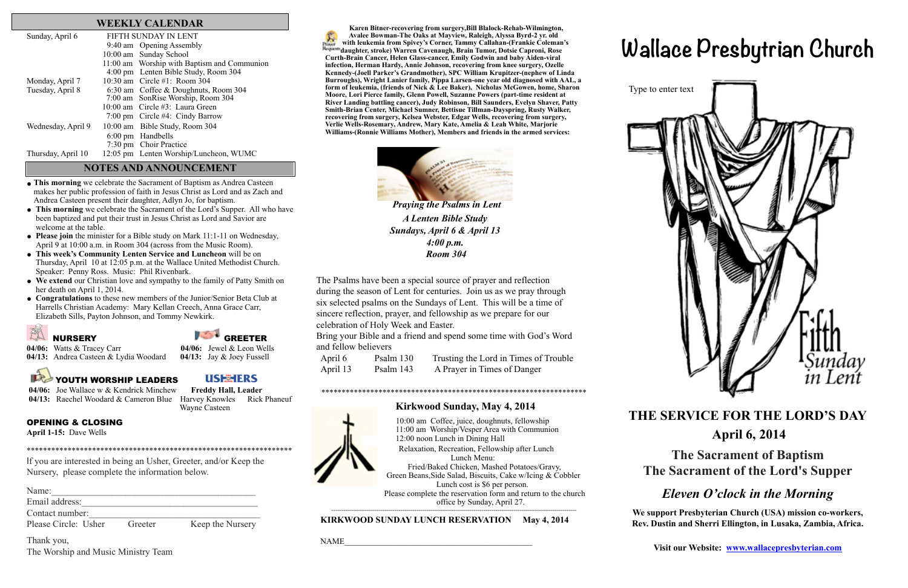## WEEKLY CALENDAR

| | | |
|---|---|---|
| Sunday, April 6 | | FIFTH SUNDAY IN LENT |
| | 9:40 am | Opening Assembly |
| | 10:00 am | Sunday School |
| | 11:00 am | Worship with Baptism and Communion |
| | 4:00 pm | Lenten Bible Study, Room 304 |
| Monday, April 7 | 10:30 am | Circle #1: Room 304 |
| Tuesday, April 8 | 6:30 am | Coffee & Doughnuts, Room 304 |
| | 7:00 am | SonRise Worship, Room 304 |
| | 10:00 am | Circle #3: Laura Green |
| | 7:00 pm | Circle #4: Cindy Barrow |
| Wednesday, April 9 | 10:00 am | Bible Study, Room 304 |
| | 6:00 pm | Handbells |
| | 7:30 pm | Choir Practice |
| Thursday, April 10 | 12:05 pm | Lenten Worship/Luncheon, WUMC |

## NOTES AND ANNOUNCEMENT

- **This morning** we celebrate the Sacrament of Baptism as Andrea Casteen makes her public profession of faith in Jesus Christ as Lord and as Zach and Andrea Casteen present their daughter, Adlyn Jo, for baptism.
- **This morning** we celebrate the Sacrament of the Lord's Supper. All who have been baptized and put their trust in Jesus Christ as Lord and Savior are welcome at the table.
- **Please join** the minister for a Bible study on Mark 11:1-11 on Wednesday, April 9 at 10:00 a.m. in Room 304 (across from the Music Room).
- **This week's Community Lenten Service and Luncheon** will be on Thursday, April 10 at 12:05 p.m. at the Wallace United Methodist Church. Speaker: Penny Ross. Music: Phil Rivenbark.
- **We extend** our Christian love and sympathy to the family of Patty Smith on her death on April 1, 2014.
- **Congratulations** to these new members of the Junior/Senior Beta Club at Harrells Christian Academy: Mary Kellan Creech, Anna Grace Carr, Elizabeth Sills, Payton Johnson, and Tommy Newkirk.

### NURSERY

**04/06:** Watts & Tracey Carr
**04/13:** Andrea Casteen & Lydia Woodard

### GREETER

**04/06:** Jewel & Leon Wells
**04/13:** Jay & Joey Fussell

### YOUTH WORSHIP LEADERS

**04/06:** Joe Wallace w & Kendrick Minchew
**04/13:** Raechel Woodard & Cameron Blue

### USHERS

**Freddy Hall, Leader**
Harvey Knowles, Rick Phaneuf, Wayne Casteen

### OPENING & CLOSING

**April 1-15:** Dave Wells

*******************************************************************

If you are interested in being an Usher, Greeter, and/or Keep the Nursery, please complete the information below.

Name:___________________________________________
Email address:____________________________________
Contact number:__________________________________
Please Circle: Usher Greeter Keep the Nursery

Thank you,
The Worship and Music Ministry Team

**Karen Bitner-recovering from surgery, Bill Blalock-Rehab-Wilmington, Avalee Bowman-The Oaks at Mayview, Raleigh, Alyssa Byrd-2 yr. old with leukemia from Spivey's Corner, Tammy Callahan-(Frankie Coleman's daughter, stroke) Warren Cavenaugh, Brain Tumor, Dotsie Caproni, Rose Curth-Brain Cancer, Helen Glass-cancer, Emily Godwin and baby Aiden-viral infection, Herman Hardy, Annie Johnson, recovering from knee surgery, Ozelle Kennedy-(Joell Parker's Grandmother), SPC William Krupitzer-(nephew of Linda Burroughs), Wright Lanier family, Pippa Larsen-one year old diagnosed with AAL, a form of leukemia, (friends of Nick & Lee Baker), Nicholas McGowen, home, Sharon Moore, Lori Pierce family, Glenn Powell, Suzanne Powers (part-time resident at River Landing battling cancer), Judy Robinson, Bill Saunders, Evelyn Shaver, Patty Smith-Brian Center, Michael Sumner, Bettisue Tillman-Dayspring, Rusty Walker, recovering from surgery, Kelsea Webster, Edgar Wells, recovering from surgery, Verlie Wells-Rosemary, Andrew, Mary Kate, Amelia & Leah White, Marjorie Williams-(Ronnie Williams Mother), Members and friends in the armed services:**

***Praying the Psalms in Lent***
***A Lenten Bible Study***
***Sundays, April 6 & April 13***
***4:00 p.m.***
***Room 304***

The Psalms have been a special source of prayer and reflection during the season of Lent for centuries. Join us as we pray through six selected psalms on the Sundays of Lent. This will be a time of sincere reflection, prayer, and fellowship as we prepare for our celebration of Holy Week and Easter.
Bring your Bible and a friend and spend some time with God's Word and fellow believers

| | | |
|---|---|---|
| April 6 | Psalm 130 | Trusting the Lord in Times of Trouble |
| April 13 | Psalm 143 | A Prayer in Times of Danger |

*******************************************************************

### Kirkwood Sunday, May 4, 2014

10:00 am Coffee, juice, doughnuts, fellowship
11:00 am Worship/Vesper Area with Communion
12:00 noon Lunch in Dining Hall
Relaxation, Recreation, Fellowship after Lunch

Lunch Menu:
Fried/Baked Chicken, Mashed Potatoes/Gravy, Green Beans, Side Salad, Biscuits, Cake w/Icing & Cobbler
Lunch cost is $6 per person.
Please complete the reservation form and return to the church office by Sunday, April 27.

**KIRKWOOD SUNDAY LUNCH RESERVATION May 4, 2014**

NAME_____________________________________________

# Wallace Presbytrian Church

Type to enter text

Fifth Sunday in Lent

## THE SERVICE FOR THE LORD'S DAY
## April 6, 2014

### The Sacrament of Baptism
### The Sacrament of the Lord's Supper

### *Eleven O'clock in the Morning*

**We support Presbyterian Church (USA) mission co-workers, Rev. Dustin and Sherri Ellington, in Lusaka, Zambia, Africa.**

**Visit our Website: www.wallacepresbyterian.com**